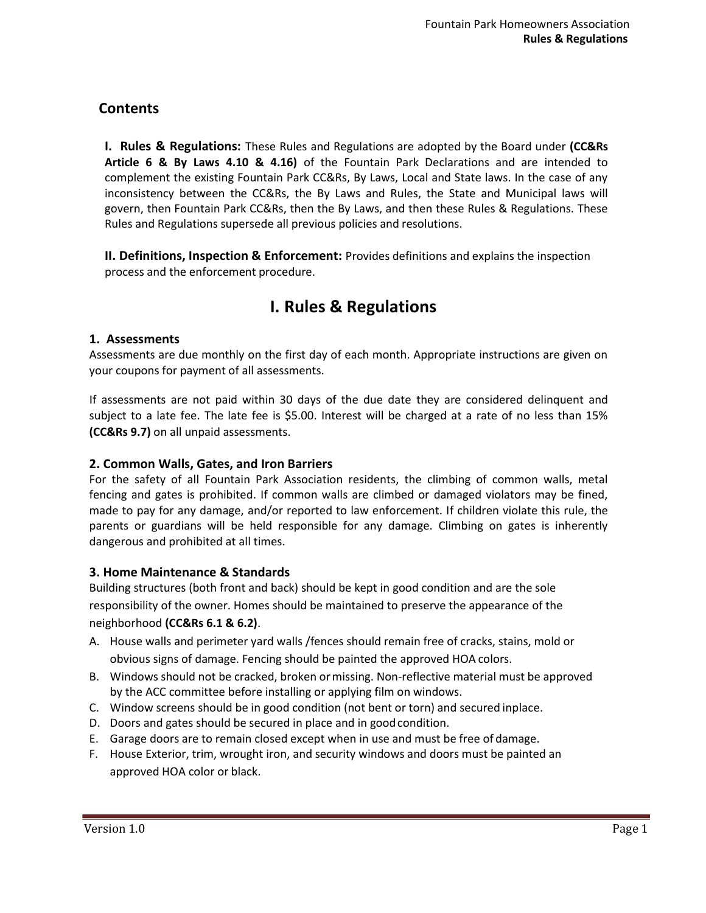## Contents

**I. Rules & Regulations:** These Rules and Regulations are adopted by the Board under **(CC&Rs Article 6 & By Laws 4.10 & 4.16)** of the Fountain Park Declarations and are intended to complement the existing Fountain Park CC&Rs, By Laws, Local and State laws. In the case of any inconsistency between the CC&Rs, the By Laws and Rules, the State and Municipal laws will govern, then Fountain Park CC&Rs, then the By Laws, and then these Rules & Regulations. These Rules and Regulations supersede all previous policies and resolutions.

**II. Definitions, Inspection & Enforcement:** Provides definitions and explains the inspection process and the enforcement procedure.

# I. Rules & Regulations

### 1. Assessments

Assessments are due monthly on the first day of each month. Appropriate instructions are given on your coupons for payment of all assessments.

If assessments are not paid within 30 days of the due date they are considered delinquent and subject to a late fee. The late fee is $5.00. Interest will be charged at a rate of no less than 15% **(CC&Rs 9.7)** on all unpaid assessments.

### 2. Common Walls, Gates, and Iron Barriers

For the safety of all Fountain Park Association residents, the climbing of common walls, metal fencing and gates is prohibited. If common walls are climbed or damaged violators may be fined, made to pay for any damage, and/or reported to law enforcement. If children violate this rule, the parents or guardians will be held responsible for any damage. Climbing on gates is inherently dangerous and prohibited at all times.

### 3. Home Maintenance & Standards

Building structures (both front and back) should be kept in good condition and are the sole responsibility of the owner. Homes should be maintained to preserve the appearance of the neighborhood **(CC&Rs 6.1 & 6.2)**.

A. House walls and perimeter yard walls /fences should remain free of cracks, stains, mold or obvious signs of damage. Fencing should be painted the approved HOA colors.
B. Windows should not be cracked, broken or missing. Non-reflective material must be approved by the ACC committee before installing or applying film on windows.
C. Window screens should be in good condition (not bent or torn) and secured in place.
D. Doors and gates should be secured in place and in good condition.
E. Garage doors are to remain closed except when in use and must be free of damage.
F. House Exterior, trim, wrought iron, and security windows and doors must be painted an approved HOA color or black.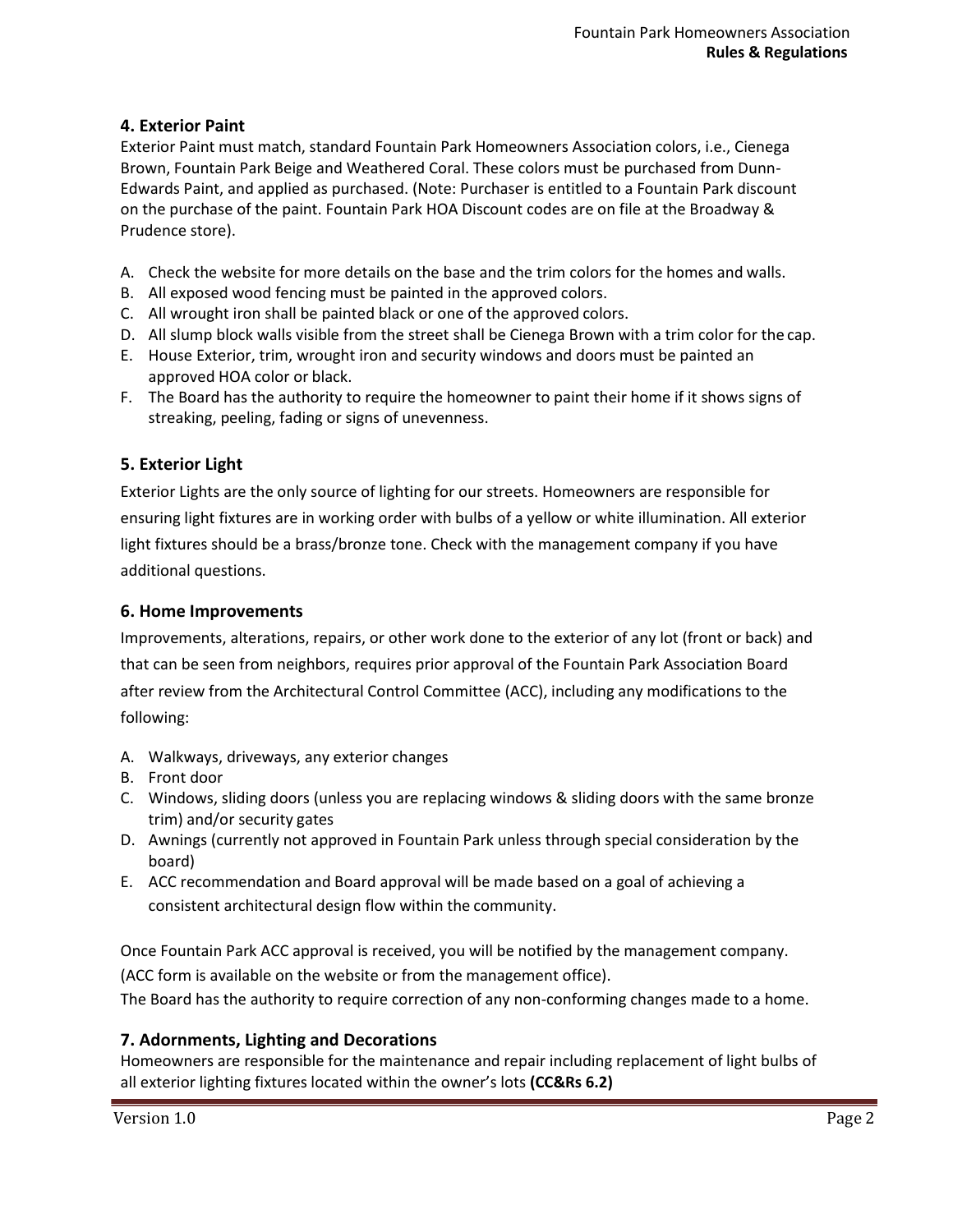## 4. Exterior Paint

Exterior Paint must match, standard Fountain Park Homeowners Association colors, i.e., Cienega Brown, Fountain Park Beige and Weathered Coral. These colors must be purchased from Dunn-Edwards Paint, and applied as purchased. (Note: Purchaser is entitled to a Fountain Park discount on the purchase of the paint. Fountain Park HOA Discount codes are on file at the Broadway & Prudence store).

A. Check the website for more details on the base and the trim colors for the homes and walls.
B. All exposed wood fencing must be painted in the approved colors.
C. All wrought iron shall be painted black or one of the approved colors.
D. All slump block walls visible from the street shall be Cienega Brown with a trim color for the cap.
E. House Exterior, trim, wrought iron and security windows and doors must be painted an approved HOA color or black.
F. The Board has the authority to require the homeowner to paint their home if it shows signs of streaking, peeling, fading or signs of unevenness.

## 5. Exterior Light

Exterior Lights are the only source of lighting for our streets. Homeowners are responsible for ensuring light fixtures are in working order with bulbs of a yellow or white illumination. All exterior light fixtures should be a brass/bronze tone. Check with the management company if you have additional questions.

## 6. Home Improvements

Improvements, alterations, repairs, or other work done to the exterior of any lot (front or back) and that can be seen from neighbors, requires prior approval of the Fountain Park Association Board after review from the Architectural Control Committee (ACC), including any modifications to the following:

A. Walkways, driveways, any exterior changes
B. Front door
C. Windows, sliding doors (unless you are replacing windows & sliding doors with the same bronze trim) and/or security gates
D. Awnings (currently not approved in Fountain Park unless through special consideration by the board)
E. ACC recommendation and Board approval will be made based on a goal of achieving a consistent architectural design flow within the community.

Once Fountain Park ACC approval is received, you will be notified by the management company. (ACC form is available on the website or from the management office).
The Board has the authority to require correction of any non-conforming changes made to a home.

## 7. Adornments, Lighting and Decorations

Homeowners are responsible for the maintenance and repair including replacement of light bulbs of all exterior lighting fixtures located within the owner's lots **(CC&Rs 6.2)**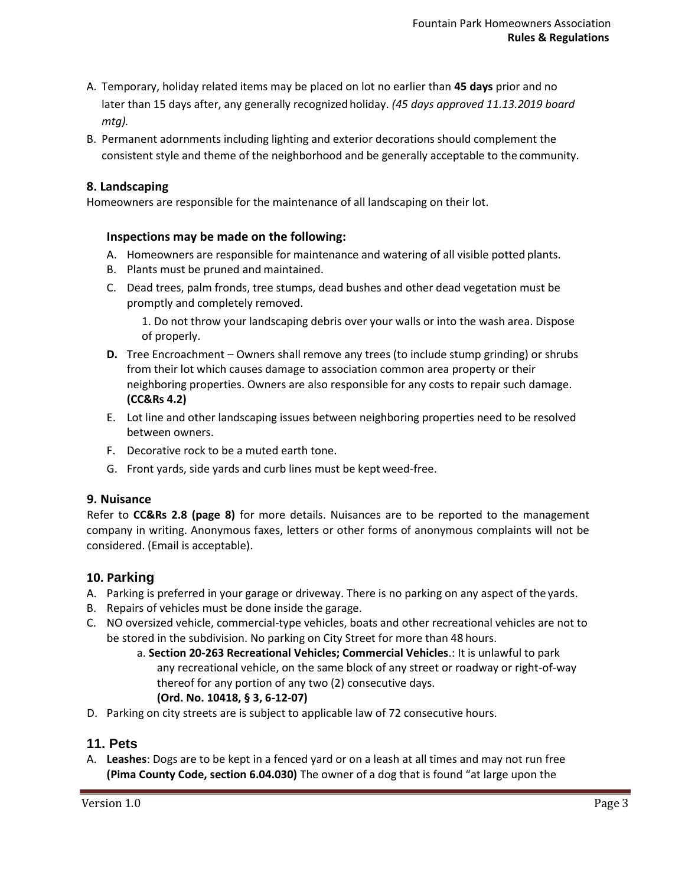A. Temporary, holiday related items may be placed on lot no earlier than **45 days** prior and no later than 15 days after, any generally recognized holiday. *(45 days approved 11.13.2019 board mtg).*

B. Permanent adornments including lighting and exterior decorations should complement the consistent style and theme of the neighborhood and be generally acceptable to the community.

### 8. Landscaping

Homeowners are responsible for the maintenance of all landscaping on their lot.

#### Inspections may be made on the following:

A. Homeowners are responsible for maintenance and watering of all visible potted plants.

B. Plants must be pruned and maintained.

C. Dead trees, palm fronds, tree stumps, dead bushes and other dead vegetation must be promptly and completely removed.

   1. Do not throw your landscaping debris over your walls or into the wash area. Dispose of properly.

**D.** Tree Encroachment – Owners shall remove any trees (to include stump grinding) or shrubs from their lot which causes damage to association common area property or their neighboring properties. Owners are also responsible for any costs to repair such damage. **(CC&Rs 4.2)**

E. Lot line and other landscaping issues between neighboring properties need to be resolved between owners.

F. Decorative rock to be a muted earth tone.

G. Front yards, side yards and curb lines must be kept weed-free.

### 9. Nuisance

Refer to **CC&Rs 2.8 (page 8)** for more details. Nuisances are to be reported to the management company in writing. Anonymous faxes, letters or other forms of anonymous complaints will not be considered. (Email is acceptable).

### 10. Parking

A. Parking is preferred in your garage or driveway. There is no parking on any aspect of the yards.

B. Repairs of vehicles must be done inside the garage.

C. NO oversized vehicle, commercial-type vehicles, boats and other recreational vehicles are not to be stored in the subdivision. No parking on City Street for more than 48 hours.

   a. **Section 20-263 Recreational Vehicles; Commercial Vehicles**.: It is unlawful to park any recreational vehicle, on the same block of any street or roadway or right-of-way thereof for any portion of any two (2) consecutive days. **(Ord. No. 10418, § 3, 6-12-07)**

D. Parking on city streets are is subject to applicable law of 72 consecutive hours.

### 11. Pets

A. **Leashes**: Dogs are to be kept in a fenced yard or on a leash at all times and may not run free **(Pima County Code, section 6.04.030)** The owner of a dog that is found "at large upon the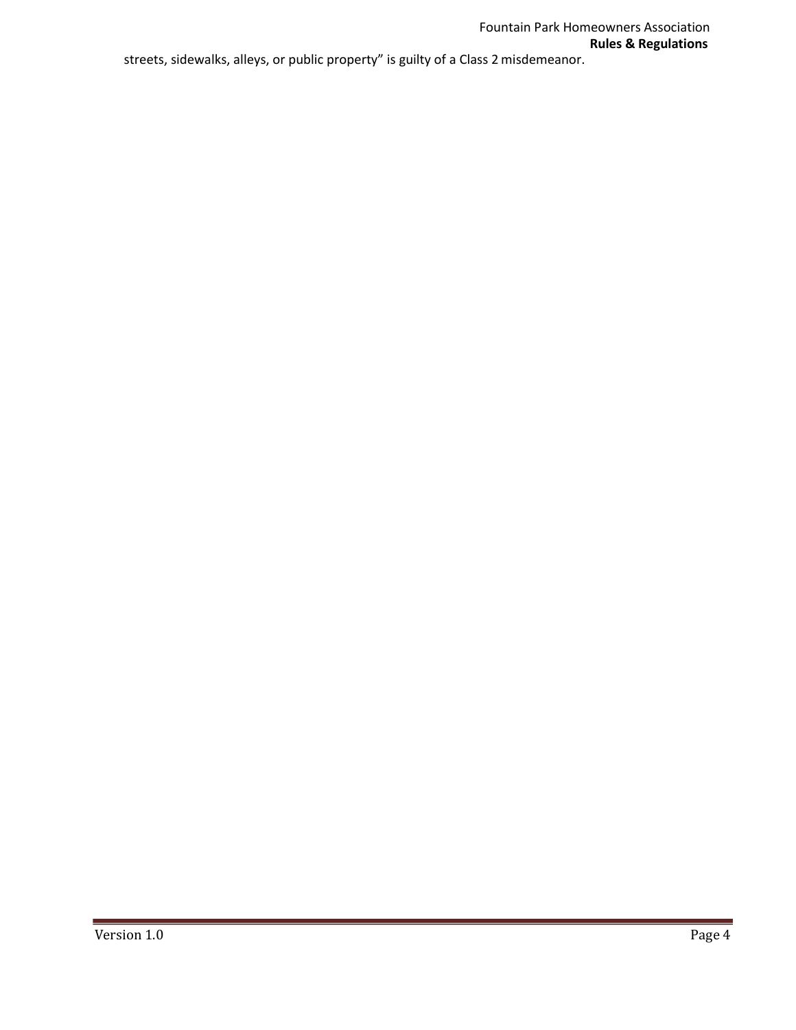streets, sidewalks, alleys, or public property" is guilty of a Class 2 misdemeanor.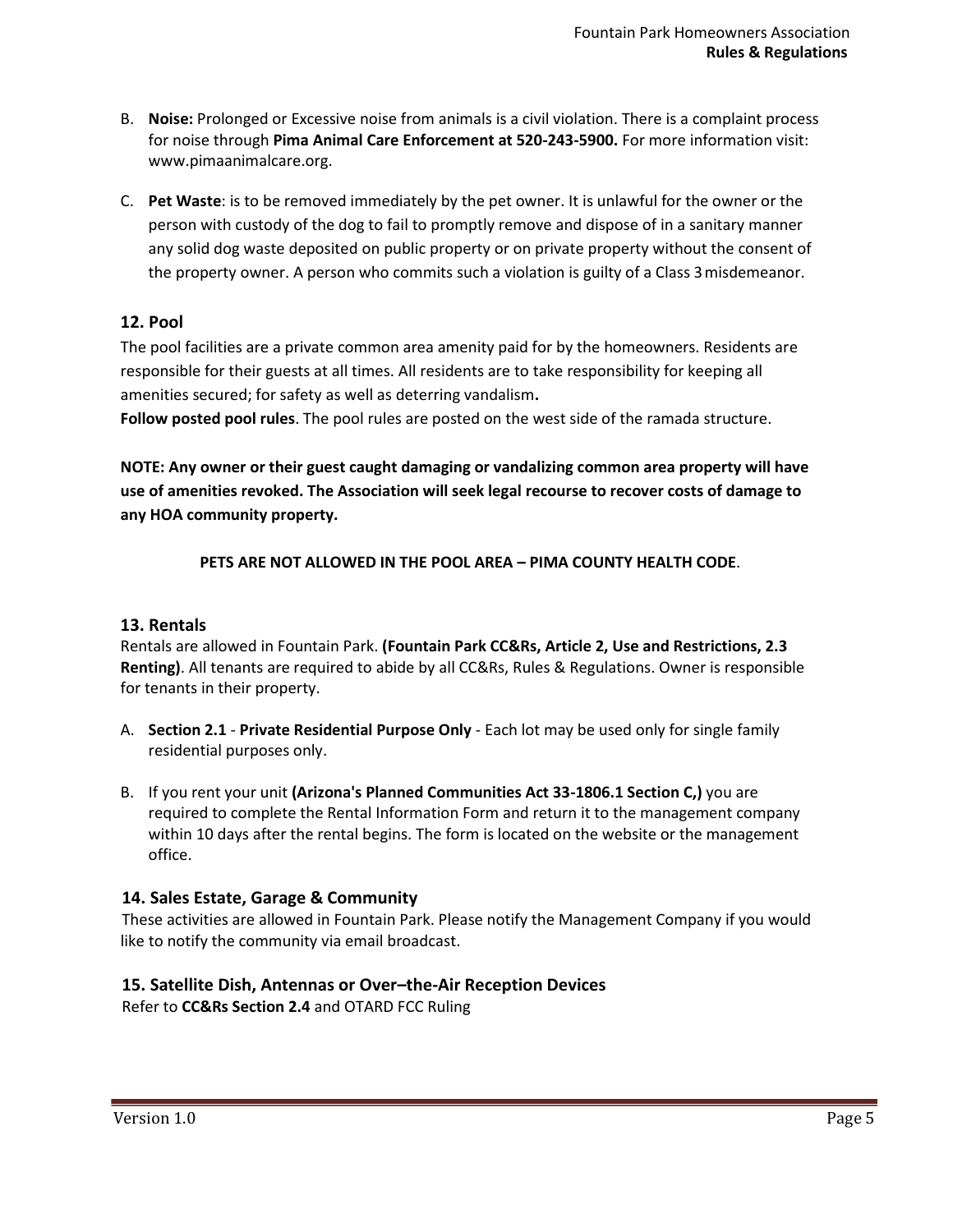B. **Noise:** Prolonged or Excessive noise from animals is a civil violation. There is a complaint process for noise through **Pima Animal Care Enforcement at 520-243-5900.** For more information visit: www.pimaanimalcare.org.

C. **Pet Waste**: is to be removed immediately by the pet owner. It is unlawful for the owner or the person with custody of the dog to fail to promptly remove and dispose of in a sanitary manner any solid dog waste deposited on public property or on private property without the consent of the property owner. A person who commits such a violation is guilty of a Class 3 misdemeanor.

## 12. Pool

The pool facilities are a private common area amenity paid for by the homeowners. Residents are responsible for their guests at all times. All residents are to take responsibility for keeping all amenities secured; for safety as well as deterring vandalism**.**

**Follow posted pool rules**. The pool rules are posted on the west side of the ramada structure.

**NOTE: Any owner or their guest caught damaging or vandalizing common area property will have use of amenities revoked. The Association will seek legal recourse to recover costs of damage to any HOA community property.**

**PETS ARE NOT ALLOWED IN THE POOL AREA – PIMA COUNTY HEALTH CODE**.

## 13. Rentals

Rentals are allowed in Fountain Park. **(Fountain Park CC&Rs, Article 2, Use and Restrictions, 2.3 Renting)**. All tenants are required to abide by all CC&Rs, Rules & Regulations. Owner is responsible for tenants in their property.

A. **Section 2.1** - **Private Residential Purpose Only** - Each lot may be used only for single family residential purposes only.

B. If you rent your unit **(Arizona's Planned Communities Act 33-1806.1 Section C,)** you are required to complete the Rental Information Form and return it to the management company within 10 days after the rental begins. The form is located on the website or the management office.

## 14. Sales Estate, Garage & Community

These activities are allowed in Fountain Park. Please notify the Management Company if you would like to notify the community via email broadcast.

## 15. Satellite Dish, Antennas or Over–the-Air Reception Devices

Refer to **CC&Rs Section 2.4** and OTARD FCC Ruling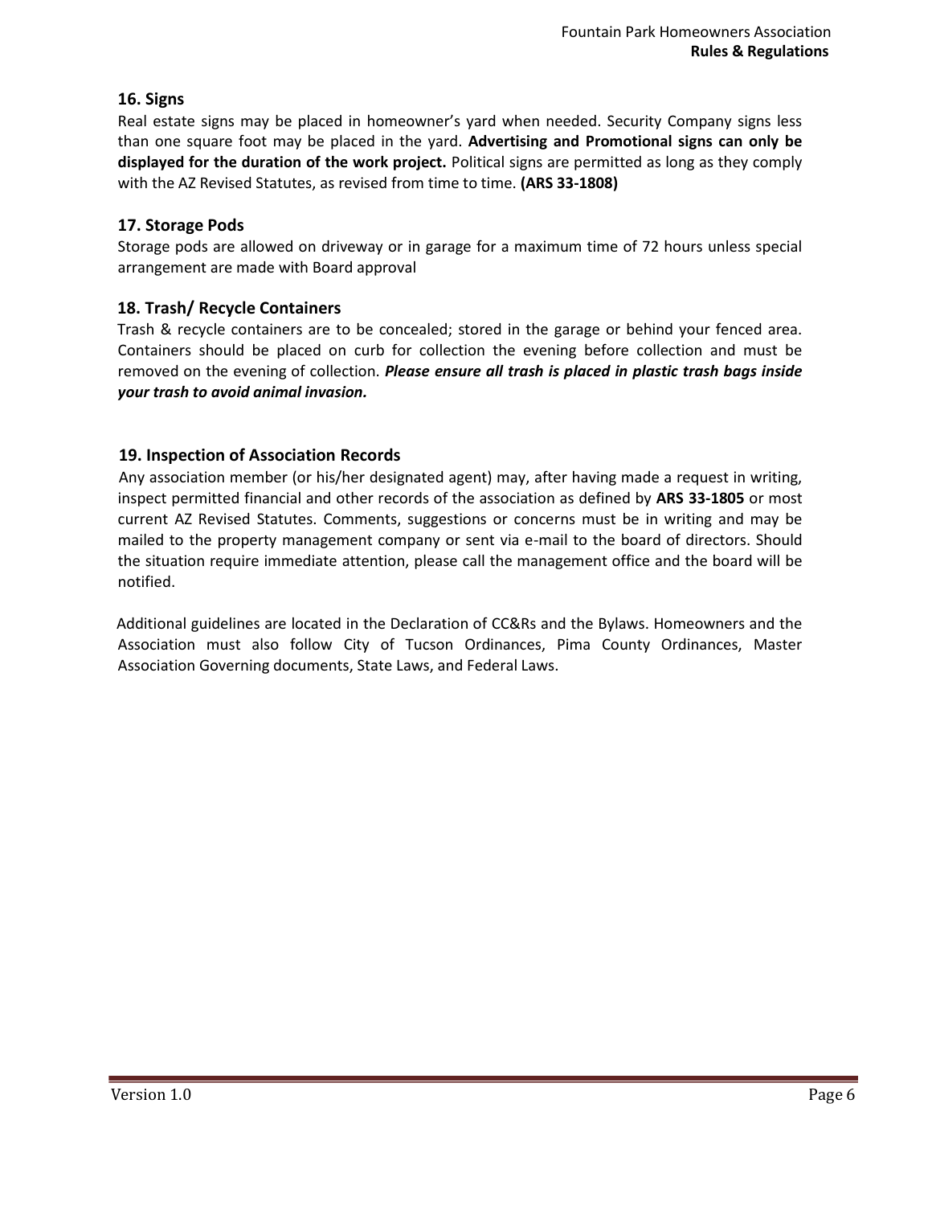## 16. Signs

Real estate signs may be placed in homeowner's yard when needed. Security Company signs less than one square foot may be placed in the yard. **Advertising and Promotional signs can only be displayed for the duration of the work project.** Political signs are permitted as long as they comply with the AZ Revised Statutes, as revised from time to time. **(ARS 33-1808)**

## 17. Storage Pods

Storage pods are allowed on driveway or in garage for a maximum time of 72 hours unless special arrangement are made with Board approval

## 18. Trash/ Recycle Containers

Trash & recycle containers are to be concealed; stored in the garage or behind your fenced area. Containers should be placed on curb for collection the evening before collection and must be removed on the evening of collection. ***Please ensure all trash is placed in plastic trash bags inside your trash to avoid animal invasion.***

## 19. Inspection of Association Records

Any association member (or his/her designated agent) may, after having made a request in writing, inspect permitted financial and other records of the association as defined by **ARS 33-1805** or most current AZ Revised Statutes. Comments, suggestions or concerns must be in writing and may be mailed to the property management company or sent via e-mail to the board of directors. Should the situation require immediate attention, please call the management office and the board will be notified.

Additional guidelines are located in the Declaration of CC&Rs and the Bylaws. Homeowners and the Association must also follow City of Tucson Ordinances, Pima County Ordinances, Master Association Governing documents, State Laws, and Federal Laws.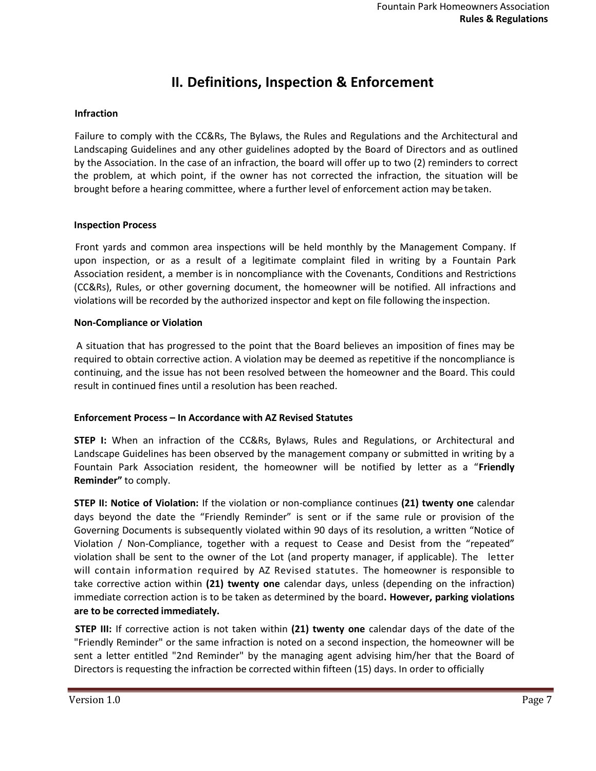# II. Definitions, Inspection & Enforcement

**Infraction**

Failure to comply with the CC&Rs, The Bylaws, the Rules and Regulations and the Architectural and Landscaping Guidelines and any other guidelines adopted by the Board of Directors and as outlined by the Association. In the case of an infraction, the board will offer up to two (2) reminders to correct the problem, at which point, if the owner has not corrected the infraction, the situation will be brought before a hearing committee, where a further level of enforcement action may be taken.

**Inspection Process**

Front yards and common area inspections will be held monthly by the Management Company. If upon inspection, or as a result of a legitimate complaint filed in writing by a Fountain Park Association resident, a member is in noncompliance with the Covenants, Conditions and Restrictions (CC&Rs), Rules, or other governing document, the homeowner will be notified. All infractions and violations will be recorded by the authorized inspector and kept on file following the inspection.

**Non-Compliance or Violation**

A situation that has progressed to the point that the Board believes an imposition of fines may be required to obtain corrective action. A violation may be deemed as repetitive if the noncompliance is continuing, and the issue has not been resolved between the homeowner and the Board. This could result in continued fines until a resolution has been reached.

**Enforcement Process – In Accordance with AZ Revised Statutes**

**STEP I:** When an infraction of the CC&Rs, Bylaws, Rules and Regulations, or Architectural and Landscape Guidelines has been observed by the management company or submitted in writing by a Fountain Park Association resident, the homeowner will be notified by letter as a "**Friendly Reminder"** to comply.

**STEP II: Notice of Violation:** If the violation or non-compliance continues **(21) twenty one** calendar days beyond the date the "Friendly Reminder" is sent or if the same rule or provision of the Governing Documents is subsequently violated within 90 days of its resolution, a written "Notice of Violation / Non-Compliance, together with a request to Cease and Desist from the "repeated" violation shall be sent to the owner of the Lot (and property manager, if applicable). The letter will contain information required by AZ Revised statutes. The homeowner is responsible to take corrective action within **(21) twenty one** calendar days, unless (depending on the infraction) immediate correction action is to be taken as determined by the board**. However, parking violations are to be corrected immediately.**

**STEP III:** If corrective action is not taken within **(21) twenty one** calendar days of the date of the "Friendly Reminder" or the same infraction is noted on a second inspection, the homeowner will be sent a letter entitled "2nd Reminder" by the managing agent advising him/her that the Board of Directors is requesting the infraction be corrected within fifteen (15) days. In order to officially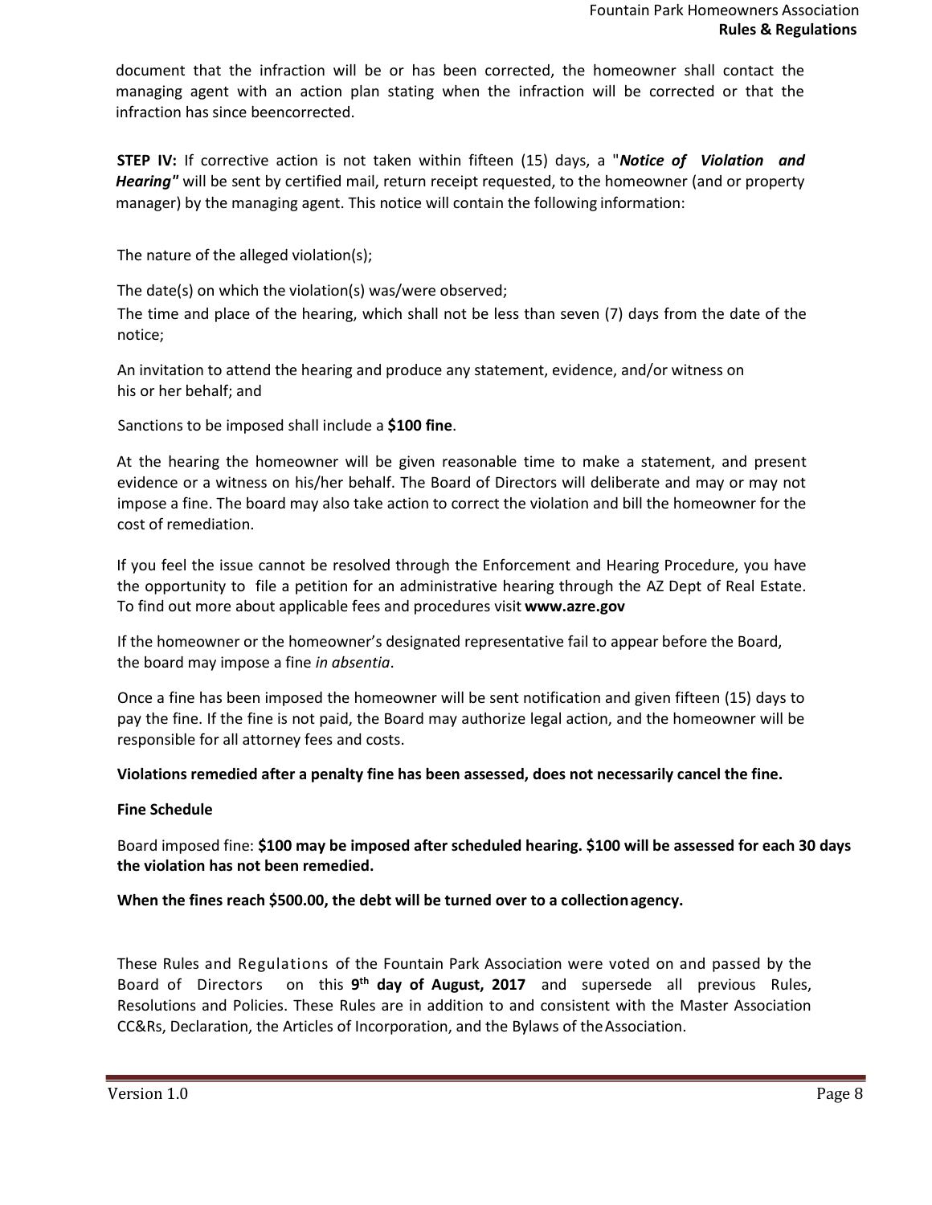document that the infraction will be or has been corrected, the homeowner shall contact the managing agent with an action plan stating when the infraction will be corrected or that the infraction has since beencorrected.

**STEP IV:** If corrective action is not taken within fifteen (15) days, a "***Notice of Violation and Hearing"*** will be sent by certified mail, return receipt requested, to the homeowner (and or property manager) by the managing agent. This notice will contain the following information:

The nature of the alleged violation(s);

The date(s) on which the violation(s) was/were observed;

The time and place of the hearing, which shall not be less than seven (7) days from the date of the notice;

An invitation to attend the hearing and produce any statement, evidence, and/or witness on his or her behalf; and

Sanctions to be imposed shall include a **$100 fine**.

At the hearing the homeowner will be given reasonable time to make a statement, and present evidence or a witness on his/her behalf. The Board of Directors will deliberate and may or may not impose a fine. The board may also take action to correct the violation and bill the homeowner for the cost of remediation.

If you feel the issue cannot be resolved through the Enforcement and Hearing Procedure, you have the opportunity to file a petition for an administrative hearing through the AZ Dept of Real Estate. To find out more about applicable fees and procedures visit **www.azre.gov**

If the homeowner or the homeowner's designated representative fail to appear before the Board, the board may impose a fine *in absentia*.

Once a fine has been imposed the homeowner will be sent notification and given fifteen (15) days to pay the fine. If the fine is not paid, the Board may authorize legal action, and the homeowner will be responsible for all attorney fees and costs.

**Violations remedied after a penalty fine has been assessed, does not necessarily cancel the fine.**

**Fine Schedule**

Board imposed fine: **$100 may be imposed after scheduled hearing. $100 will be assessed for each 30 days the violation has not been remedied.**

**When the fines reach $500.00, the debt will be turned over to a collectionagency.**

These Rules and Regulations of the Fountain Park Association were voted on and passed by the Board of Directors on this **9th day of August, 2017** and supersede all previous Rules, Resolutions and Policies. These Rules are in addition to and consistent with the Master Association CC&Rs, Declaration, the Articles of Incorporation, and the Bylaws of theAssociation.